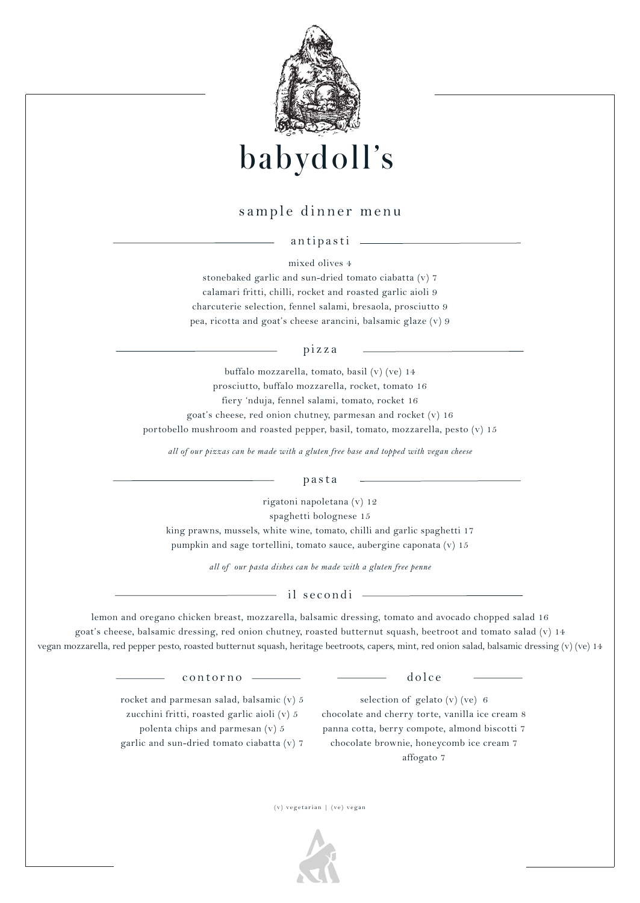# babydoll's

## sample dinner menu

### antipasti

mixed olives 4
stonebaked garlic and sun-dried tomato ciabatta (v) 7
calamari fritti, chilli, rocket and roasted garlic aioli 9
charcuterie selection, fennel salami, bresaola, prosciutto 9
pea, ricotta and goat's cheese arancini, balsamic glaze (v) 9

### pizza

buffalo mozzarella, tomato, basil (v) (ve) 14
prosciutto, buffalo mozzarella, rocket, tomato 16
fiery 'nduja, fennel salami, tomato, rocket 16
goat's cheese, red onion chutney, parmesan and rocket (v) 16
portobello mushroom and roasted pepper, basil, tomato, mozzarella, pesto (v) 15

*all of our pizzas can be made with a gluten free base and topped with vegan cheese*

### pasta

rigatoni napoletana (v) 12
spaghetti bolognese 15
king prawns, mussels, white wine, tomato, chilli and garlic spaghetti 17
pumpkin and sage tortellini, tomato sauce, aubergine caponata (v) 15

*all of our pasta dishes can be made with a gluten free penne*

### il secondi

lemon and oregano chicken breast, mozzarella, balsamic dressing, tomato and avocado chopped salad 16
goat's cheese, balsamic dressing, red onion chutney, roasted butternut squash, beetroot and tomato salad (v) 14
vegan mozzarella, red pepper pesto, roasted butternut squash, heritage beetroots, capers, mint, red onion salad, balsamic dressing (v) (ve) 14

### contorno

rocket and parmesan salad, balsamic (v) 5
zucchini fritti, roasted garlic aioli (v) 5
polenta chips and parmesan (v) 5
garlic and sun-dried tomato ciabatta (v) 7

### dolce

selection of gelato (v) (ve) 6
chocolate and cherry torte, vanilla ice cream 8
panna cotta, berry compote, almond biscotti 7
chocolate brownie, honeycomb ice cream 7
affogato 7

(v) vegetarian | (ve) vegan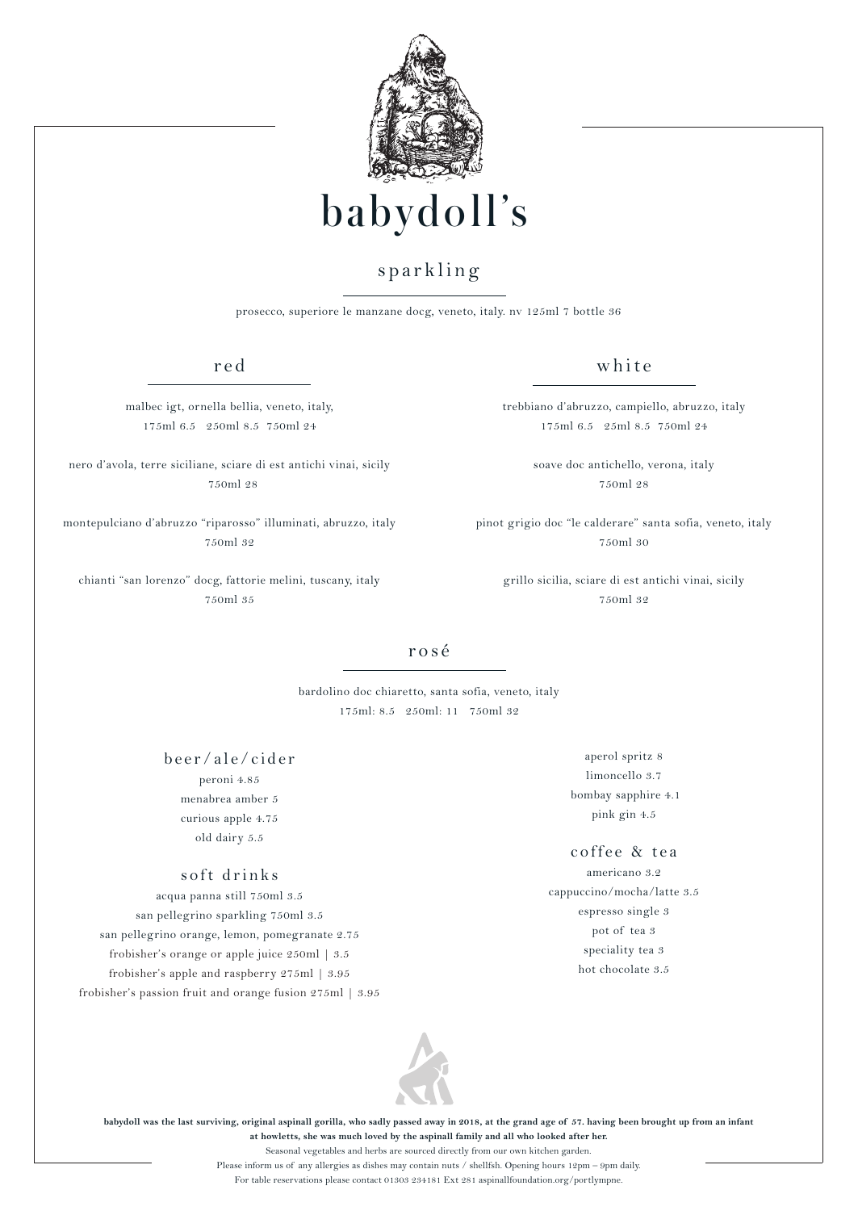# babydoll's

## sparkling

prosecco, superiore le manzane docg, veneto, italy. nv 125ml 7 bottle 36

## red

malbec igt, ornella bellia, veneto, italy,
175ml 6.5 250ml 8.5 750ml 24

nero d'avola, terre siciliane, sciare di est antichi vinai, sicily
750ml 28

montepulciano d'abruzzo "riparosso" illuminati, abruzzo, italy
750ml 32

chianti "san lorenzo" docg, fattorie melini, tuscany, italy
750ml 35

## white

trebbiano d'abruzzo, campiello, abruzzo, italy
175ml 6.5 25ml 8.5 750ml 24

soave doc antichello, verona, italy
750ml 28

pinot grigio doc "le calderare" santa sofia, veneto, italy
750ml 30

grillo sicilia, sciare di est antichi vinai, sicily
750ml 32

## rosé

bardolino doc chiaretto, santa sofia, veneto, italy
175ml: 8.5 250ml: 11 750ml 32

## beer/ale/cider

peroni 4.85
menabrea amber 5
curious apple 4.75
old dairy 5.5

## soft drinks

acqua panna still 750ml 3.5
san pellegrino sparkling 750ml 3.5
san pellegrino orange, lemon, pomegranate 2.75
frobisher's orange or apple juice 250ml | 3.5
frobisher's apple and raspberry 275ml | 3.95
frobisher's passion fruit and orange fusion 275ml | 3.95

aperol spritz 8
limoncello 3.7
bombay sapphire 4.1
pink gin 4.5

## coffee & tea

americano 3.2
cappuccino/mocha/latte 3.5
espresso single 3
pot of tea 3
speciality tea 3
hot chocolate 3.5

**babydoll was the last surviving, original aspinall gorilla, who sadly passed away in 2018, at the grand age of 57. having been brought up from an infant at howletts, she was much loved by the aspinall family and all who looked after her.**

Seasonal vegetables and herbs are sourced directly from our own kitchen garden.
Please inform us of any allergies as dishes may contain nuts / shellfsh. Opening hours 12pm – 9pm daily.
For table reservations please contact 01303 234181 Ext 281 aspinallfoundation.org/portlympne.